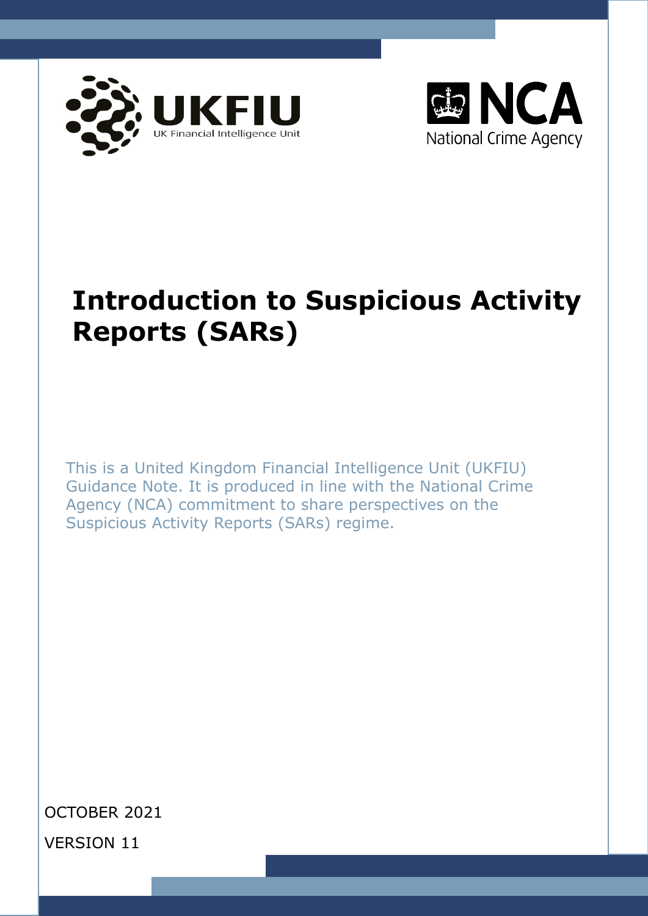UKFIU
UK Financial Intelligence Unit

NCA
National Crime Agency

# Introduction to Suspicious Activity Reports (SARs)

This is a United Kingdom Financial Intelligence Unit (UKFIU) Guidance Note. It is produced in line with the National Crime Agency (NCA) commitment to share perspectives on the Suspicious Activity Reports (SARs) regime.

OCTOBER 2021

VERSION 11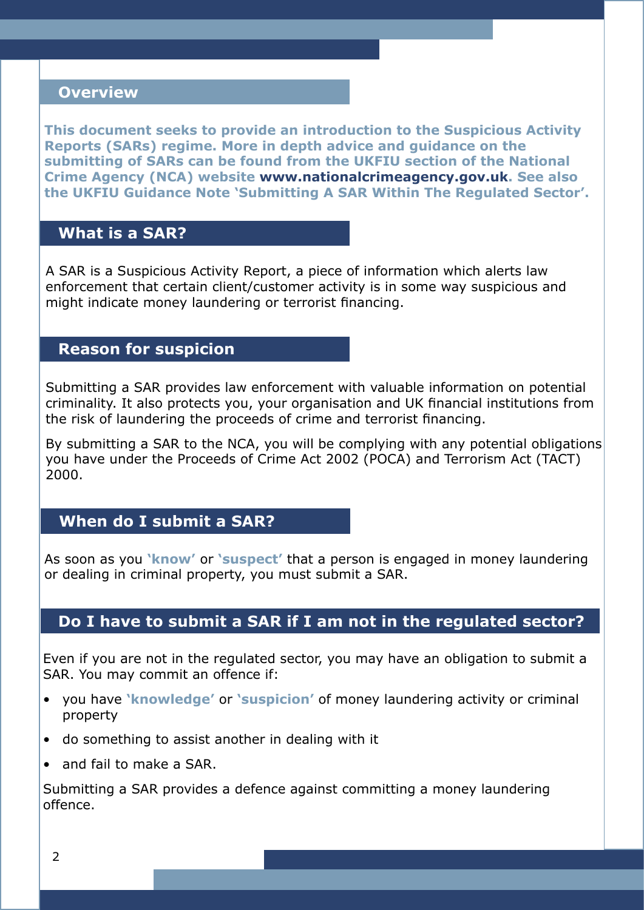## Overview

**This document seeks to provide an introduction to the Suspicious Activity Reports (SARs) regime. More in depth advice and guidance on the submitting of SARs can be found from the UKFIU section of the National Crime Agency (NCA) website www.nationalcrimeagency.gov.uk. See also the UKFIU Guidance Note 'Submitting A SAR Within The Regulated Sector'.**

## What is a SAR?

A SAR is a Suspicious Activity Report, a piece of information which alerts law enforcement that certain client/customer activity is in some way suspicious and might indicate money laundering or terrorist financing.

## Reason for suspicion

Submitting a SAR provides law enforcement with valuable information on potential criminality. It also protects you, your organisation and UK financial institutions from the risk of laundering the proceeds of crime and terrorist financing.

By submitting a SAR to the NCA, you will be complying with any potential obligations you have under the Proceeds of Crime Act 2002 (POCA) and Terrorism Act (TACT) 2000.

## When do I submit a SAR?

As soon as you **'know'** or **'suspect'** that a person is engaged in money laundering or dealing in criminal property, you must submit a SAR.

## Do I have to submit a SAR if I am not in the regulated sector?

Even if you are not in the regulated sector, you may have an obligation to submit a SAR. You may commit an offence if:

- you have **'knowledge'** or **'suspicion'** of money laundering activity or criminal property
- do something to assist another in dealing with it
- and fail to make a SAR.

Submitting a SAR provides a defence against committing a money laundering offence.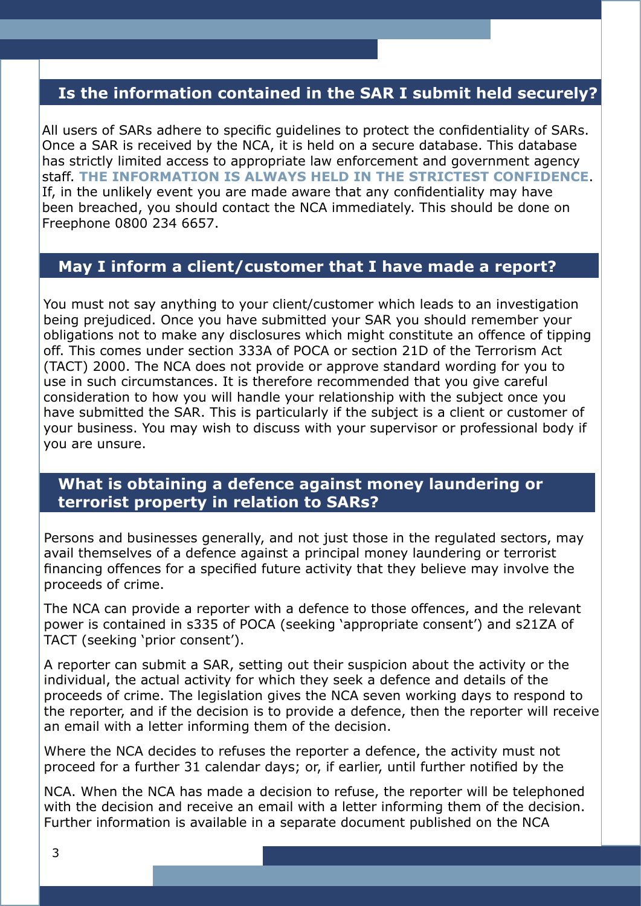## Is the information contained in the SAR I submit held securely?

All users of SARs adhere to specific guidelines to protect the confidentiality of SARs. Once a SAR is received by the NCA, it is held on a secure database. This database has strictly limited access to appropriate law enforcement and government agency staff. **THE INFORMATION IS ALWAYS HELD IN THE STRICTEST CONFIDENCE**. If, in the unlikely event you are made aware that any confidentiality may have been breached, you should contact the NCA immediately. This should be done on Freephone 0800 234 6657.

## May I inform a client/customer that I have made a report?

You must not say anything to your client/customer which leads to an investigation being prejudiced. Once you have submitted your SAR you should remember your obligations not to make any disclosures which might constitute an offence of tipping off. This comes under section 333A of POCA or section 21D of the Terrorism Act (TACT) 2000. The NCA does not provide or approve standard wording for you to use in such circumstances. It is therefore recommended that you give careful consideration to how you will handle your relationship with the subject once you have submitted the SAR. This is particularly if the subject is a client or customer of your business. You may wish to discuss with your supervisor or professional body if you are unsure.

## What is obtaining a defence against money laundering or terrorist property in relation to SARs?

Persons and businesses generally, and not just those in the regulated sectors, may avail themselves of a defence against a principal money laundering or terrorist financing offences for a specified future activity that they believe may involve the proceeds of crime.

The NCA can provide a reporter with a defence to those offences, and the relevant power is contained in s335 of POCA (seeking 'appropriate consent') and s21ZA of TACT (seeking 'prior consent').

A reporter can submit a SAR, setting out their suspicion about the activity or the individual, the actual activity for which they seek a defence and details of the proceeds of crime. The legislation gives the NCA seven working days to respond to the reporter, and if the decision is to provide a defence, then the reporter will receive an email with a letter informing them of the decision.

Where the NCA decides to refuses the reporter a defence, the activity must not proceed for a further 31 calendar days; or, if earlier, until further notified by the NCA. When the NCA has made a decision to refuse, the reporter will be telephoned with the decision and receive an email with a letter informing them of the decision. Further information is available in a separate document published on the NCA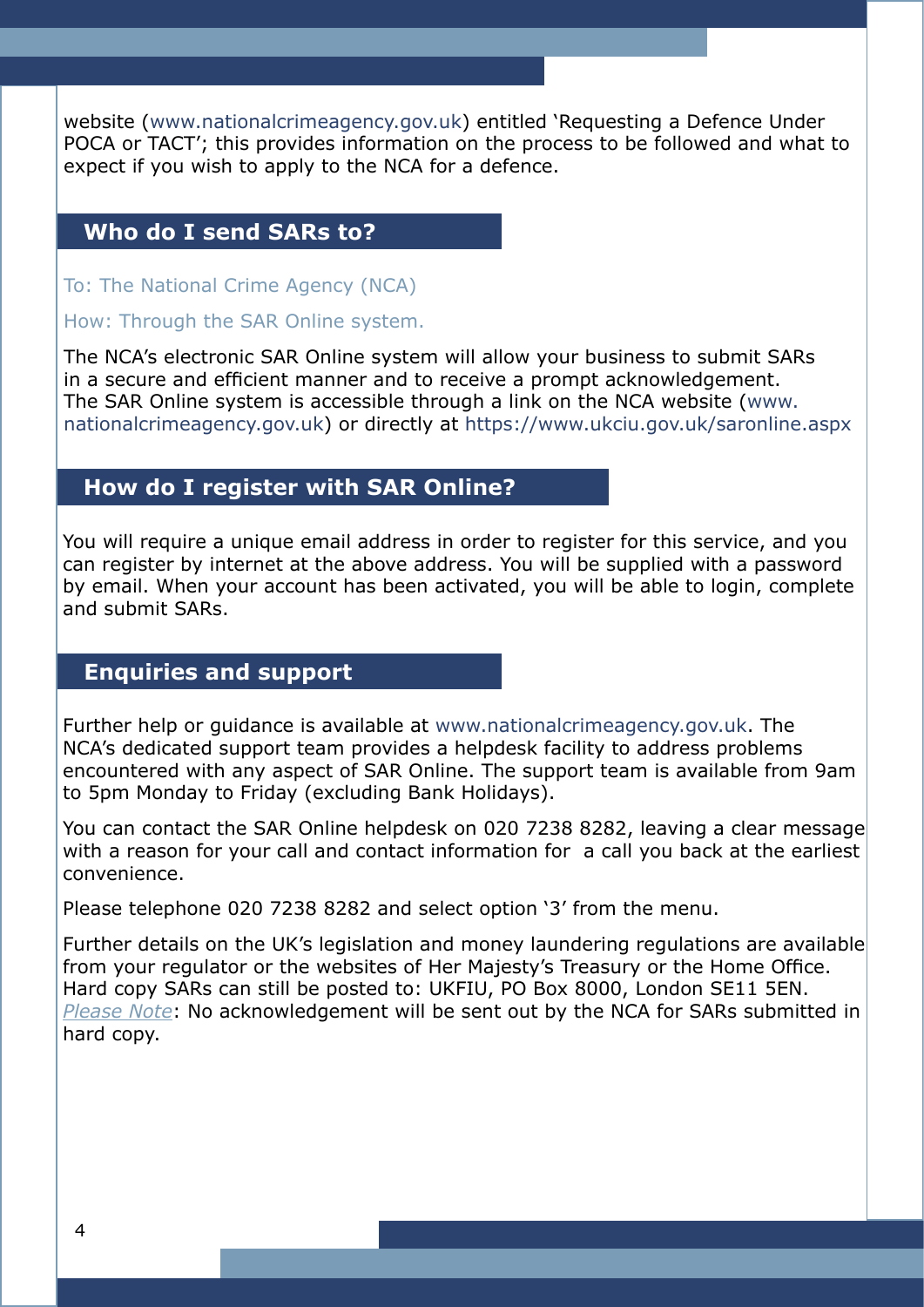website (www.nationalcrimeagency.gov.uk) entitled 'Requesting a Defence Under POCA or TACT'; this provides information on the process to be followed and what to expect if you wish to apply to the NCA for a defence.

## Who do I send SARs to?

To: The National Crime Agency (NCA)

How: Through the SAR Online system.

The NCA's electronic SAR Online system will allow your business to submit SARs in a secure and efficient manner and to receive a prompt acknowledgement. The SAR Online system is accessible through a link on the NCA website (www.nationalcrimeagency.gov.uk) or directly at https://www.ukciu.gov.uk/saronline.aspx

## How do I register with SAR Online?

You will require a unique email address in order to register for this service, and you can register by internet at the above address. You will be supplied with a password by email. When your account has been activated, you will be able to login, complete and submit SARs.

## Enquiries and support

Further help or guidance is available at www.nationalcrimeagency.gov.uk. The NCA's dedicated support team provides a helpdesk facility to address problems encountered with any aspect of SAR Online. The support team is available from 9am to 5pm Monday to Friday (excluding Bank Holidays).

You can contact the SAR Online helpdesk on 020 7238 8282, leaving a clear message with a reason for your call and contact information for  a call you back at the earliest convenience.

Please telephone 020 7238 8282 and select option '3' from the menu.

Further details on the UK's legislation and money laundering regulations are available from your regulator or the websites of Her Majesty's Treasury or the Home Office. Hard copy SARs can still be posted to: UKFIU, PO Box 8000, London SE11 5EN. *Please Note*: No acknowledgement will be sent out by the NCA for SARs submitted in hard copy.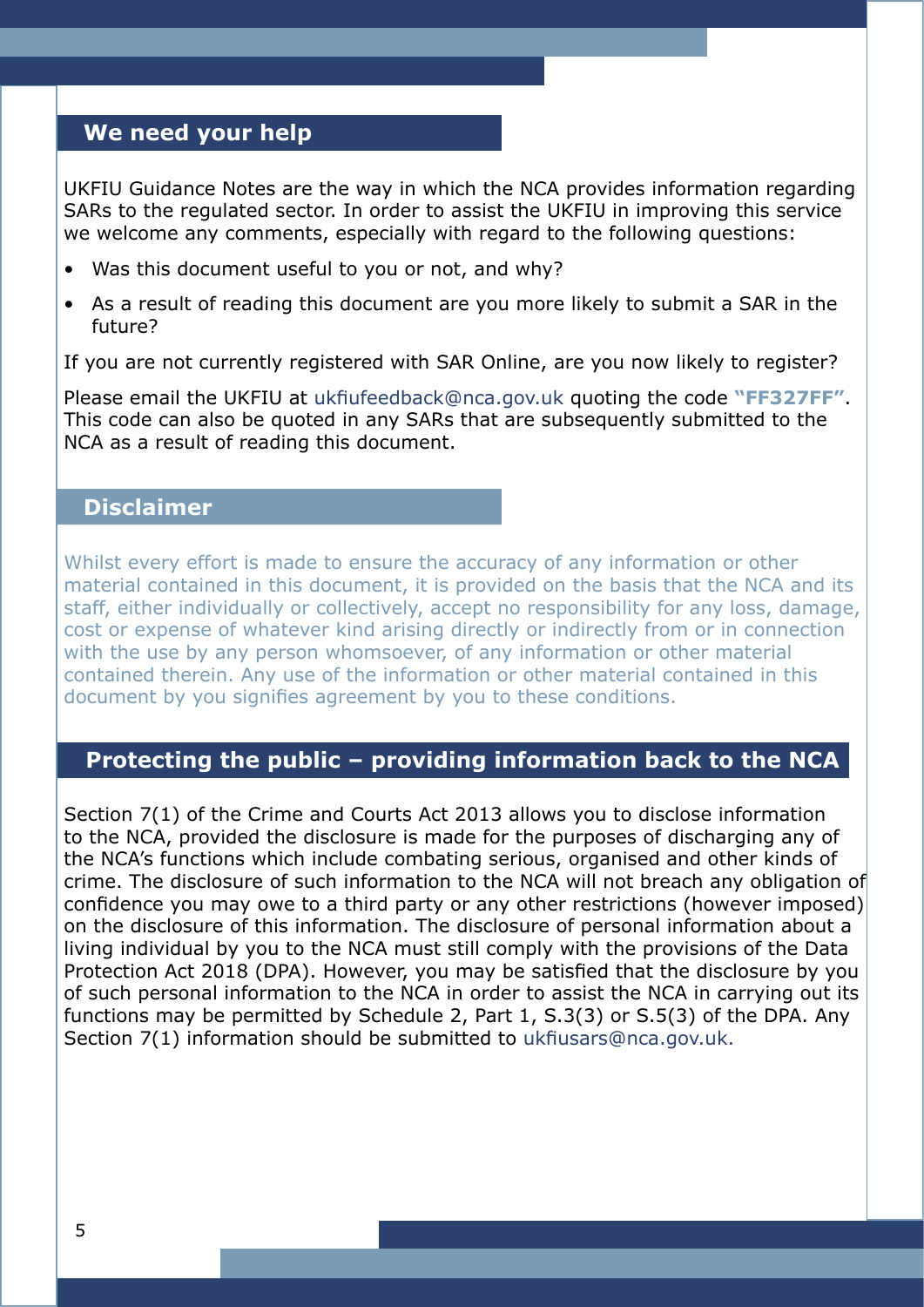## We need your help

UKFIU Guidance Notes are the way in which the NCA provides information regarding SARs to the regulated sector. In order to assist the UKFIU in improving this service we welcome any comments, especially with regard to the following questions:

- Was this document useful to you or not, and why?
- As a result of reading this document are you more likely to submit a SAR in the future?

If you are not currently registered with SAR Online, are you now likely to register?

Please email the UKFIU at ukfiufeedback@nca.gov.uk quoting the code **"FF327FF"**. This code can also be quoted in any SARs that are subsequently submitted to the NCA as a result of reading this document.

## Disclaimer

Whilst every effort is made to ensure the accuracy of any information or other material contained in this document, it is provided on the basis that the NCA and its staff, either individually or collectively, accept no responsibility for any loss, damage, cost or expense of whatever kind arising directly or indirectly from or in connection with the use by any person whomsoever, of any information or other material contained therein. Any use of the information or other material contained in this document by you signifies agreement by you to these conditions.

## Protecting the public – providing information back to the NCA

Section 7(1) of the Crime and Courts Act 2013 allows you to disclose information to the NCA, provided the disclosure is made for the purposes of discharging any of the NCA's functions which include combating serious, organised and other kinds of crime. The disclosure of such information to the NCA will not breach any obligation of confidence you may owe to a third party or any other restrictions (however imposed) on the disclosure of this information. The disclosure of personal information about a living individual by you to the NCA must still comply with the provisions of the Data Protection Act 2018 (DPA). However, you may be satisfied that the disclosure by you of such personal information to the NCA in order to assist the NCA in carrying out its functions may be permitted by Schedule 2, Part 1, S.3(3) or S.5(3) of the DPA. Any Section 7(1) information should be submitted to ukfiusars@nca.gov.uk.